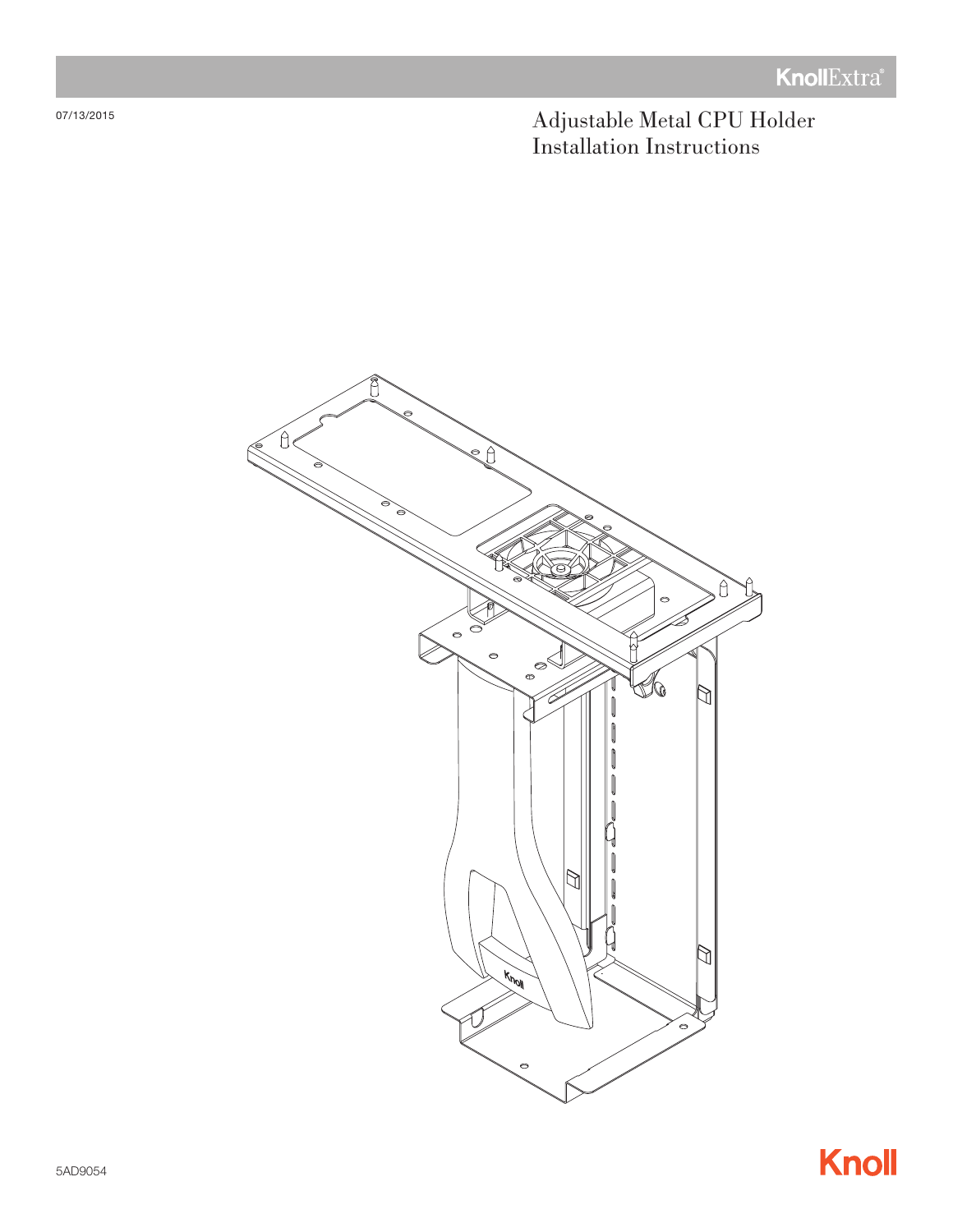KnollExtra®

07/13/2015

# Adjustable Metal CPU Holder Installation Instructions

5AD9054

Knoll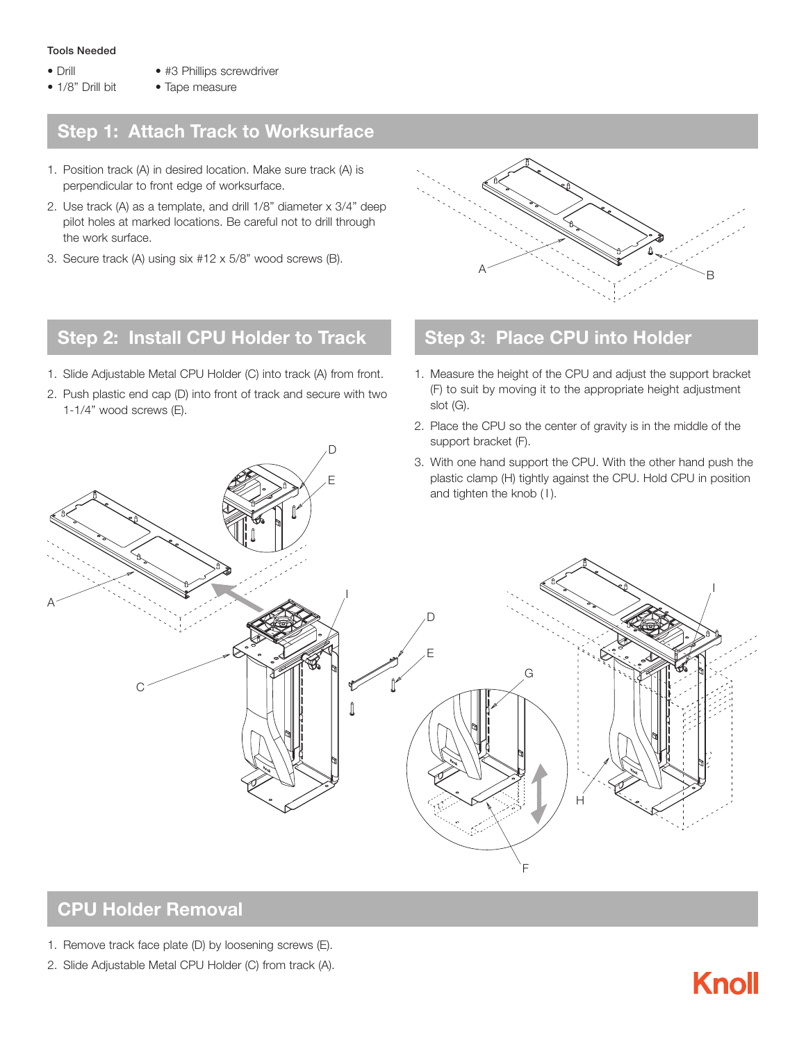**Tools Needed**

- Drill
- 1/8" Drill bit
- #3 Phillips screwdriver
- Tape measure

## Step 1: Attach Track to Worksurface

1. Position track (A) in desired location. Make sure track (A) is perpendicular to front edge of worksurface.
2. Use track (A) as a template, and drill 1/8" diameter x 3/4" deep pilot holes at marked locations. Be careful not to drill through the work surface.
3. Secure track (A) using six #12 x 5/8" wood screws (B).

## Step 2: Install CPU Holder to Track

1. Slide Adjustable Metal CPU Holder (C) into track (A) from front.
2. Push plastic end cap (D) into front of track and secure with two 1-1/4" wood screws (E).

## Step 3: Place CPU into Holder

1. Measure the height of the CPU and adjust the support bracket (F) to suit by moving it to the appropriate height adjustment slot (G).
2. Place the CPU so the center of gravity is in the middle of the support bracket (F).
3. With one hand support the CPU. With the other hand push the plastic clamp (H) tightly against the CPU. Hold CPU in position and tighten the knob (I).

## CPU Holder Removal

1. Remove track face plate (D) by loosening screws (E).
2. Slide Adjustable Metal CPU Holder (C) from track (A).

Knoll